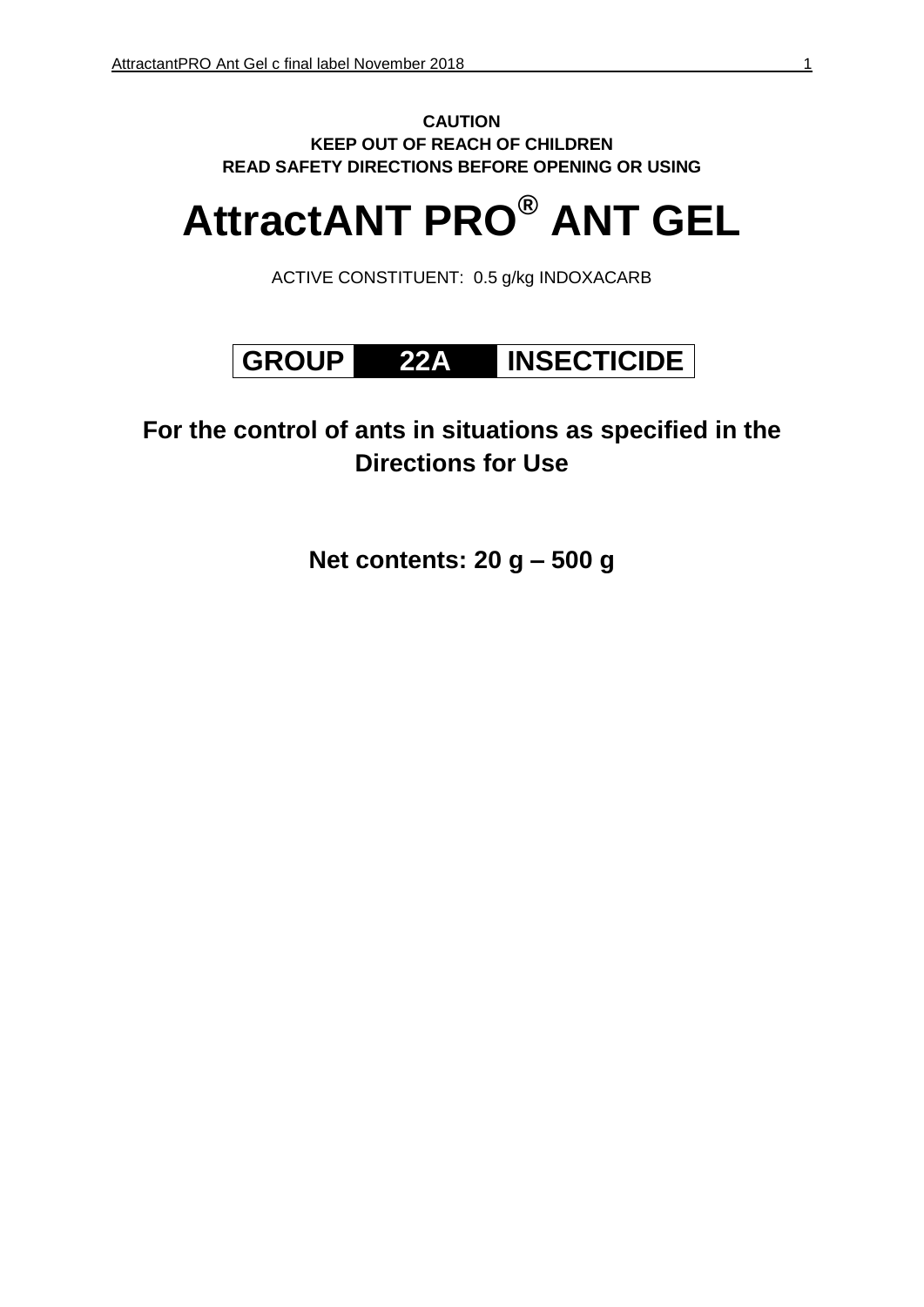**CAUTION**
**KEEP OUT OF REACH OF CHILDREN**
**READ SAFETY DIRECTIONS BEFORE OPENING OR USING**

# AttractANT PRO® ANT GEL

ACTIVE CONSTITUENT: 0.5 g/kg INDOXACARB

| GROUP | 22A | INSECTICIDE |
|---|---|---|

**For the control of ants in situations as specified in the Directions for Use**

**Net contents: 20 g – 500 g**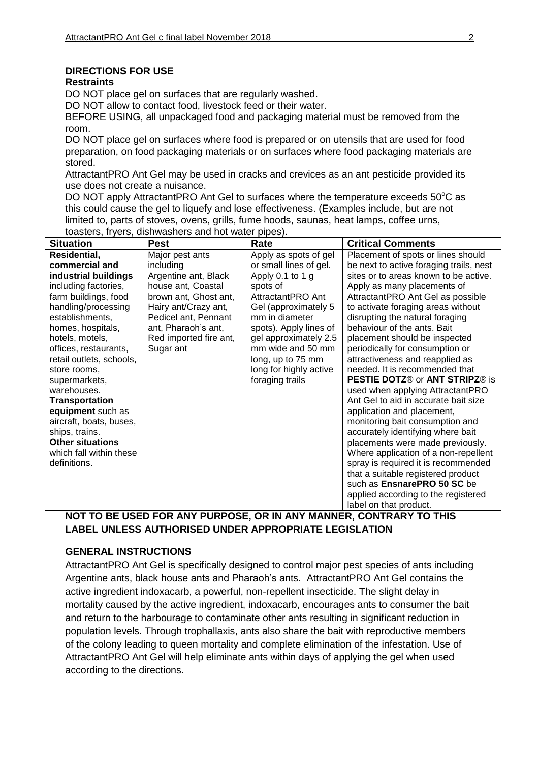## DIRECTIONS FOR USE

### Restraints

DO NOT place gel on surfaces that are regularly washed.

DO NOT allow to contact food, livestock feed or their water.

BEFORE USING, all unpackaged food and packaging material must be removed from the room.

DO NOT place gel on surfaces where food is prepared or on utensils that are used for food preparation, on food packaging materials or on surfaces where food packaging materials are stored.

AttractantPRO Ant Gel may be used in cracks and crevices as an ant pesticide provided its use does not create a nuisance.

DO NOT apply AttractantPRO Ant Gel to surfaces where the temperature exceeds 50$^{o}$C as this could cause the gel to liquefy and lose effectiveness. (Examples include, but are not limited to, parts of stoves, ovens, grills, fume hoods, saunas, heat lamps, coffee urns, toasters, fryers, dishwashers and hot water pipes).

| Situation | Pest | Rate | Critical Comments |
|---|---|---|---|
| **Residential, commercial and industrial buildings** including factories, farm buildings, food handling/processing establishments, homes, hospitals, hotels, motels, offices, restaurants, retail outlets, schools, store rooms, supermarkets, warehouses. **Transportation equipment** such as aircraft, boats, buses, ships, trains. **Other situations** which fall within these definitions. | Major pest ants including Argentine ant, Black house ant, Coastal brown ant, Ghost ant, Hairy ant/Crazy ant, Pedicel ant, Pennant ant, Pharaoh's ant, Red imported fire ant, Sugar ant | Apply as spots of gel or small lines of gel. Apply 0.1 to 1 g spots of AttractantPRO Ant Gel (approximately 5 mm in diameter spots). Apply lines of gel approximately 2.5 mm wide and 50 mm long, up to 75 mm long for highly active foraging trails | Placement of spots or lines should be next to active foraging trails, nest sites or to areas known to be active. Apply as many placements of AttractantPRO Ant Gel as possible to activate foraging areas without disrupting the natural foraging behaviour of the ants. Bait placement should be inspected periodically for consumption or attractiveness and reapplied as needed. It is recommended that **PESTIE DOTZ**® or **ANT STRIPZ**® is used when applying AttractantPRO Ant Gel to aid in accurate bait size application and placement, monitoring bait consumption and accurately identifying where bait placements were made previously. Where application of a non-repellent spray is required it is recommended that a suitable registered product such as **EnsnarePRO 50 SC** be applied according to the registered label on that product. |

**NOT TO BE USED FOR ANY PURPOSE, OR IN ANY MANNER, CONTRARY TO THIS LABEL UNLESS AUTHORISED UNDER APPROPRIATE LEGISLATION**

## GENERAL INSTRUCTIONS

AttractantPRO Ant Gel is specifically designed to control major pest species of ants including Argentine ants, black house ants and Pharaoh's ants. AttractantPRO Ant Gel contains the active ingredient indoxacarb, a powerful, non-repellent insecticide. The slight delay in mortality caused by the active ingredient, indoxacarb, encourages ants to consumer the bait and return to the harbourage to contaminate other ants resulting in significant reduction in population levels. Through trophallaxis, ants also share the bait with reproductive members of the colony leading to queen mortality and complete elimination of the infestation. Use of AttractantPRO Ant Gel will help eliminate ants within days of applying the gel when used according to the directions.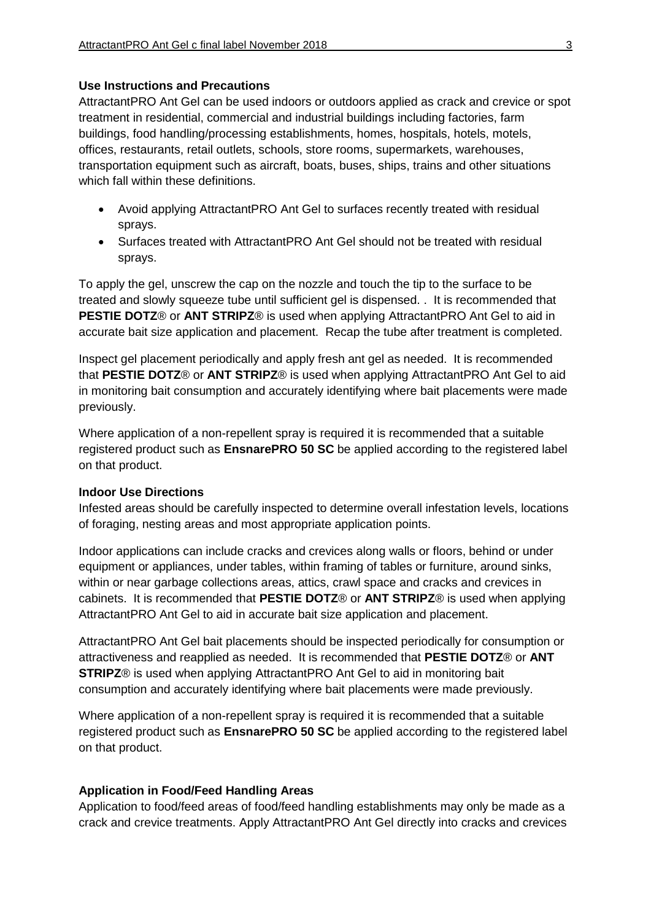**Use Instructions and Precautions**

AttractantPRO Ant Gel can be used indoors or outdoors applied as crack and crevice or spot treatment in residential, commercial and industrial buildings including factories, farm buildings, food handling/processing establishments, homes, hospitals, hotels, motels, offices, restaurants, retail outlets, schools, store rooms, supermarkets, warehouses, transportation equipment such as aircraft, boats, buses, ships, trains and other situations which fall within these definitions.

- Avoid applying AttractantPRO Ant Gel to surfaces recently treated with residual sprays.
- Surfaces treated with AttractantPRO Ant Gel should not be treated with residual sprays.

To apply the gel, unscrew the cap on the nozzle and touch the tip to the surface to be treated and slowly squeeze tube until sufficient gel is dispensed. . It is recommended that **PESTIE DOTZ**® or **ANT STRIPZ**® is used when applying AttractantPRO Ant Gel to aid in accurate bait size application and placement. Recap the tube after treatment is completed.

Inspect gel placement periodically and apply fresh ant gel as needed. It is recommended that **PESTIE DOTZ**® or **ANT STRIPZ**® is used when applying AttractantPRO Ant Gel to aid in monitoring bait consumption and accurately identifying where bait placements were made previously.

Where application of a non-repellent spray is required it is recommended that a suitable registered product such as **EnsnarePRO 50 SC** be applied according to the registered label on that product.

**Indoor Use Directions**

Infested areas should be carefully inspected to determine overall infestation levels, locations of foraging, nesting areas and most appropriate application points.

Indoor applications can include cracks and crevices along walls or floors, behind or under equipment or appliances, under tables, within framing of tables or furniture, around sinks, within or near garbage collections areas, attics, crawl space and cracks and crevices in cabinets. It is recommended that **PESTIE DOTZ**® or **ANT STRIPZ**® is used when applying AttractantPRO Ant Gel to aid in accurate bait size application and placement.

AttractantPRO Ant Gel bait placements should be inspected periodically for consumption or attractiveness and reapplied as needed. It is recommended that **PESTIE DOTZ**® or **ANT STRIPZ**® is used when applying AttractantPRO Ant Gel to aid in monitoring bait consumption and accurately identifying where bait placements were made previously.

Where application of a non-repellent spray is required it is recommended that a suitable registered product such as **EnsnarePRO 50 SC** be applied according to the registered label on that product.

**Application in Food/Feed Handling Areas**

Application to food/feed areas of food/feed handling establishments may only be made as a crack and crevice treatments. Apply AttractantPRO Ant Gel directly into cracks and crevices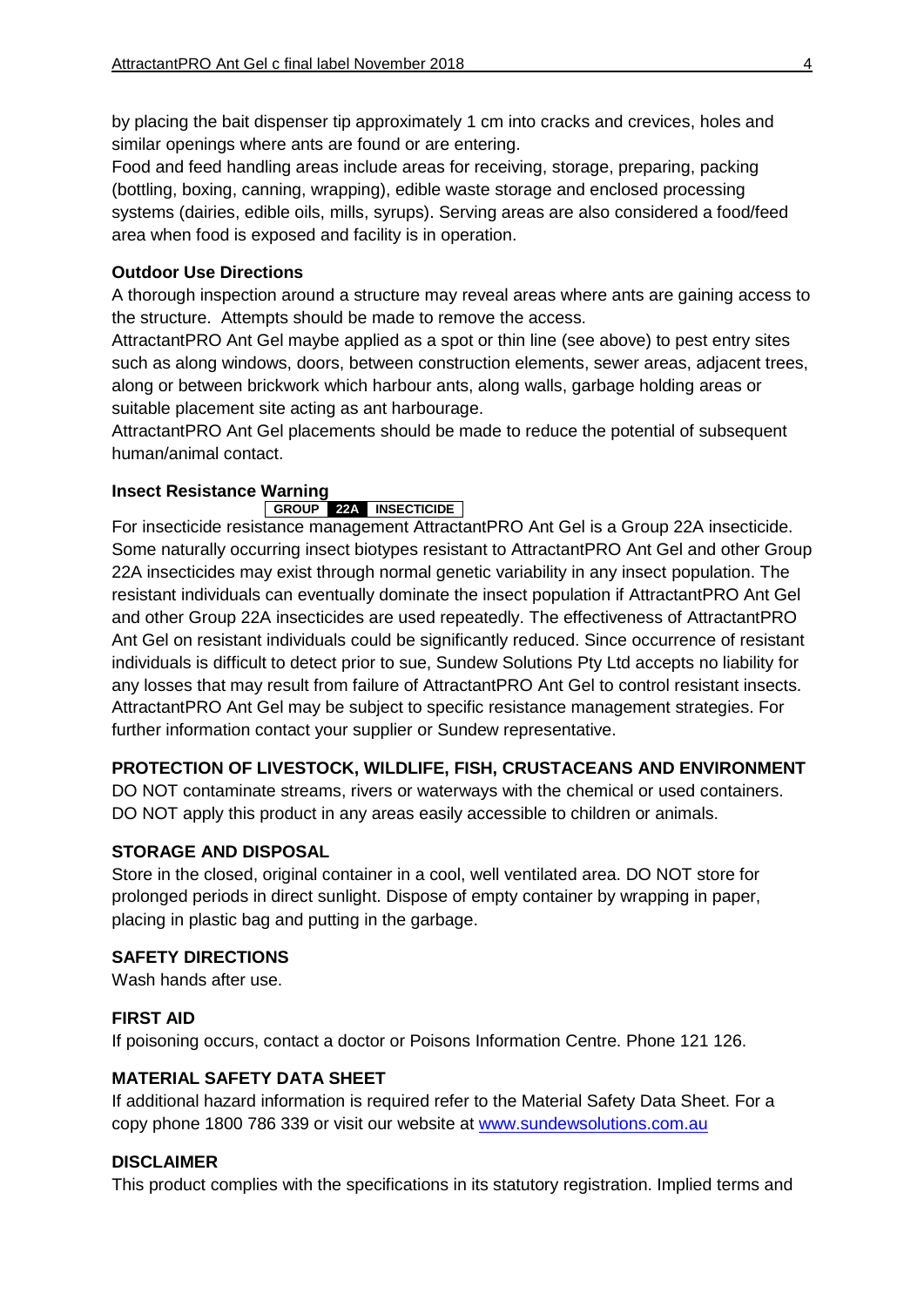by placing the bait dispenser tip approximately 1 cm into cracks and crevices, holes and similar openings where ants are found or are entering.

Food and feed handling areas include areas for receiving, storage, preparing, packing (bottling, boxing, canning, wrapping), edible waste storage and enclosed processing systems (dairies, edible oils, mills, syrups). Serving areas are also considered a food/feed area when food is exposed and facility is in operation.

**Outdoor Use Directions**

A thorough inspection around a structure may reveal areas where ants are gaining access to the structure. Attempts should be made to remove the access.

AttractantPRO Ant Gel maybe applied as a spot or thin line (see above) to pest entry sites such as along windows, doors, between construction elements, sewer areas, adjacent trees, along or between brickwork which harbour ants, along walls, garbage holding areas or suitable placement site acting as ant harbourage.

AttractantPRO Ant Gel placements should be made to reduce the potential of subsequent human/animal contact.

**Insect Resistance Warning**

| GROUP | 22A | INSECTICIDE |
|---|---|---|

For insecticide resistance management AttractantPRO Ant Gel is a Group 22A insecticide. Some naturally occurring insect biotypes resistant to AttractantPRO Ant Gel and other Group 22A insecticides may exist through normal genetic variability in any insect population. The resistant individuals can eventually dominate the insect population if AttractantPRO Ant Gel and other Group 22A insecticides are used repeatedly. The effectiveness of AttractantPRO Ant Gel on resistant individuals could be significantly reduced. Since occurrence of resistant individuals is difficult to detect prior to sue, Sundew Solutions Pty Ltd accepts no liability for any losses that may result from failure of AttractantPRO Ant Gel to control resistant insects. AttractantPRO Ant Gel may be subject to specific resistance management strategies. For further information contact your supplier or Sundew representative.

**PROTECTION OF LIVESTOCK, WILDLIFE, FISH, CRUSTACEANS AND ENVIRONMENT**

DO NOT contaminate streams, rivers or waterways with the chemical or used containers. DO NOT apply this product in any areas easily accessible to children or animals.

**STORAGE AND DISPOSAL**

Store in the closed, original container in a cool, well ventilated area. DO NOT store for prolonged periods in direct sunlight. Dispose of empty container by wrapping in paper, placing in plastic bag and putting in the garbage.

**SAFETY DIRECTIONS**

Wash hands after use.

**FIRST AID**

If poisoning occurs, contact a doctor or Poisons Information Centre. Phone 121 126.

**MATERIAL SAFETY DATA SHEET**

If additional hazard information is required refer to the Material Safety Data Sheet. For a copy phone 1800 786 339 or visit our website at www.sundewsolutions.com.au

**DISCLAIMER**

This product complies with the specifications in its statutory registration. Implied terms and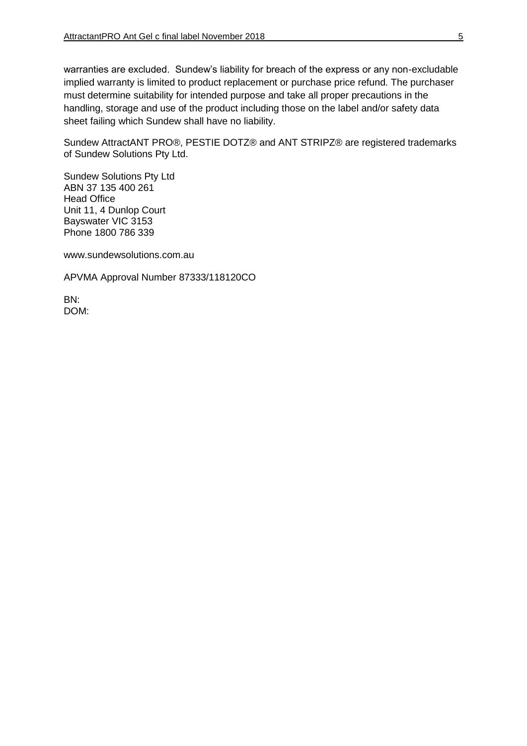warranties are excluded. Sundew's liability for breach of the express or any non-excludable implied warranty is limited to product replacement or purchase price refund. The purchaser must determine suitability for intended purpose and take all proper precautions in the handling, storage and use of the product including those on the label and/or safety data sheet failing which Sundew shall have no liability.

Sundew AttractANT PRO®, PESTIE DOTZ® and ANT STRIPZ® are registered trademarks of Sundew Solutions Pty Ltd.

Sundew Solutions Pty Ltd  
ABN 37 135 400 261  
Head Office  
Unit 11, 4 Dunlop Court  
Bayswater VIC 3153  
Phone 1800 786 339

www.sundewsolutions.com.au

APVMA Approval Number 87333/118120CO

BN:  
DOM: